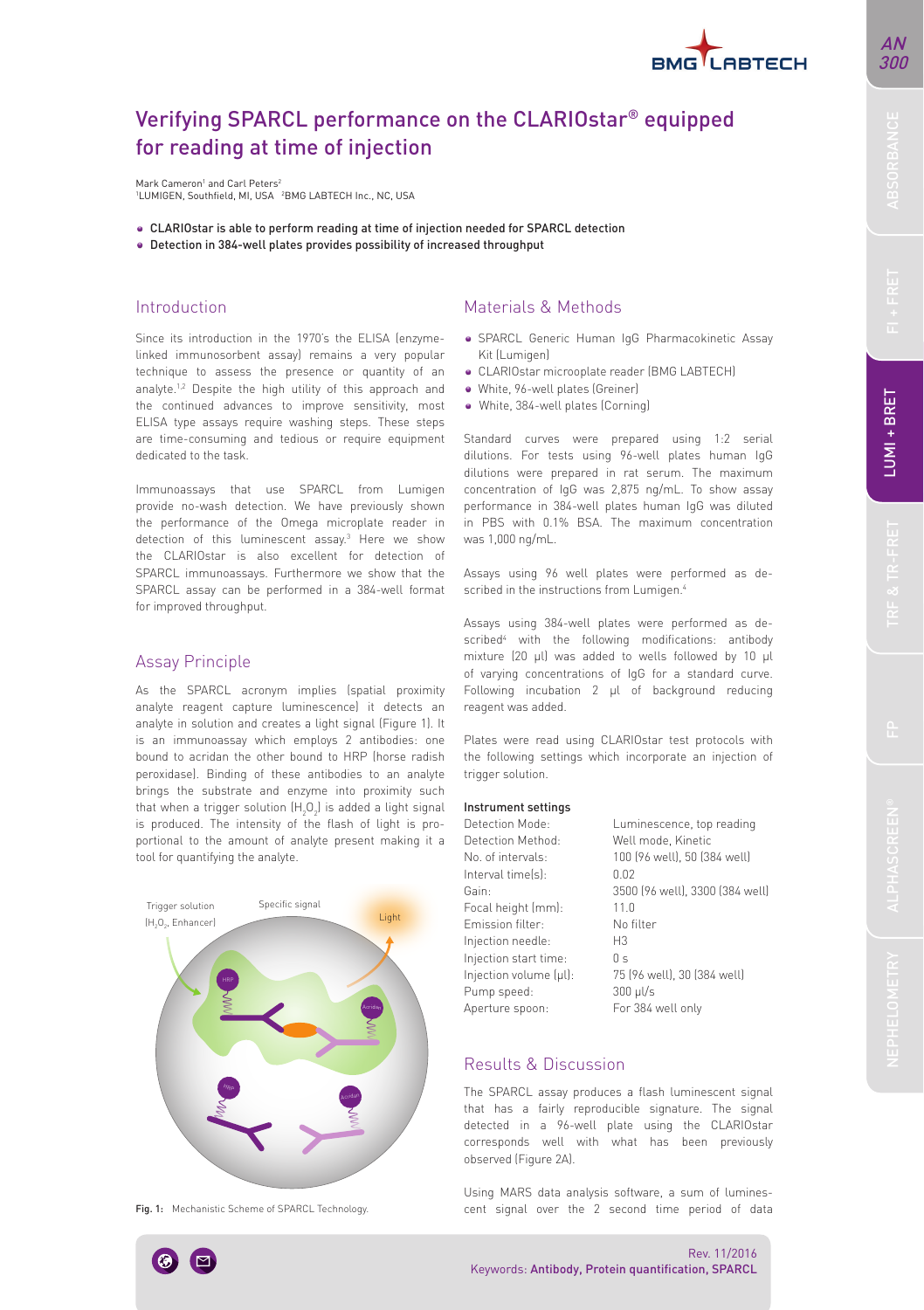# Verifying SPARCL performance on the CLARIOstar® equipped for reading at time of injection

Mark Cameron[1] and Carl Peters[2]
[1]LUMIGEN, Southfield, MI, USA [2]BMG LABTECH Inc., NC, USA

- CLARIOstar is able to perform reading at time of injection needed for SPARCL detection
- Detection in 384-well plates provides possibility of increased throughput

## Introduction

Since its introduction in the 1970's the ELISA (enzyme-linked immunosorbent assay) remains a very popular technique to assess the presence or quantity of an analyte.[1,2] Despite the high utility of this approach and the continued advances to improve sensitivity, most ELISA type assays require washing steps. These steps are time-consuming and tedious or require equipment dedicated to the task.

Immunoassays that use SPARCL from Lumigen provide no-wash detection. We have previously shown the performance of the Omega microplate reader in detection of this luminescent assay.[3] Here we show the CLARIOstar is also excellent for detection of SPARCL immunoassays. Furthermore we show that the SPARCL assay can be performed in a 384-well format for improved throughput.

## Assay Principle

As the SPARCL acronym implies (spatial proximity analyte reagent capture luminescence) it detects an analyte in solution and creates a light signal (Figure 1). It is an immunoassay which employs 2 antibodies: one bound to acridan the other bound to HRP (horse radish peroxidase). Binding of these antibodies to an analyte brings the substrate and enzyme into proximity such that when a trigger solution ($H_2O_2$) is added a light signal is produced. The intensity of the flash of light is proportional to the amount of analyte present making it a tool for quantifying the analyte.

Trigger solution ($H_2O_2$, Enhancer) | Specific signal | Light

**Fig. 1:** Mechanistic Scheme of SPARCL Technology.

## Materials & Methods

- SPARCL Generic Human IgG Pharmacokinetic Assay Kit (Lumigen)
- CLARIOstar microplate reader (BMG LABTECH)
- White, 96-well plates (Greiner)
- White, 384-well plates (Corning)

Standard curves were prepared using 1:2 serial dilutions. For tests using 96-well plates human IgG dilutions were prepared in rat serum. The maximum concentration of IgG was 2,875 ng/mL. To show assay performance in 384-well plates human IgG was diluted in PBS with 0.1% BSA. The maximum concentration was 1,000 ng/mL.

Assays using 96 well plates were performed as described in the instructions from Lumigen.[4]

Assays using 384-well plates were performed as described[4] with the following modifications: antibody mixture (20 µl) was added to wells followed by 10 µl of varying concentrations of IgG for a standard curve. Following incubation 2 µl of background reducing reagent was added.

Plates were read using CLARIOstar test protocols with the following settings which incorporate an injection of trigger solution.

**Instrument settings**

| | |
|---|---|
| Detection Mode: | Luminescence, top reading |
| Detection Method: | Well mode, Kinetic |
| No. of intervals: | 100 (96 well), 50 (384 well) |
| Interval time(s): | 0.02 |
| Gain: | 3500 (96 well), 3300 (384 well) |
| Focal height (mm): | 11.0 |
| Emission filter: | No filter |
| Injection needle: | H3 |
| Injection start time: | 0 s |
| Injection volume (µl): | 75 (96 well), 30 (384 well) |
| Pump speed: | 300 µl/s |
| Aperture spoon: | For 384 well only |

## Results & Discussion

The SPARCL assay produces a flash luminescent signal that has a fairly reproducible signature. The signal detected in a 96-well plate using the CLARIOstar corresponds well with what has been previously observed (Figure 2A).

Using MARS data analysis software, a sum of luminescent signal over the 2 second time period of data

Rev. 11/2016
Keywords: Antibody, Protein quantification, SPARCL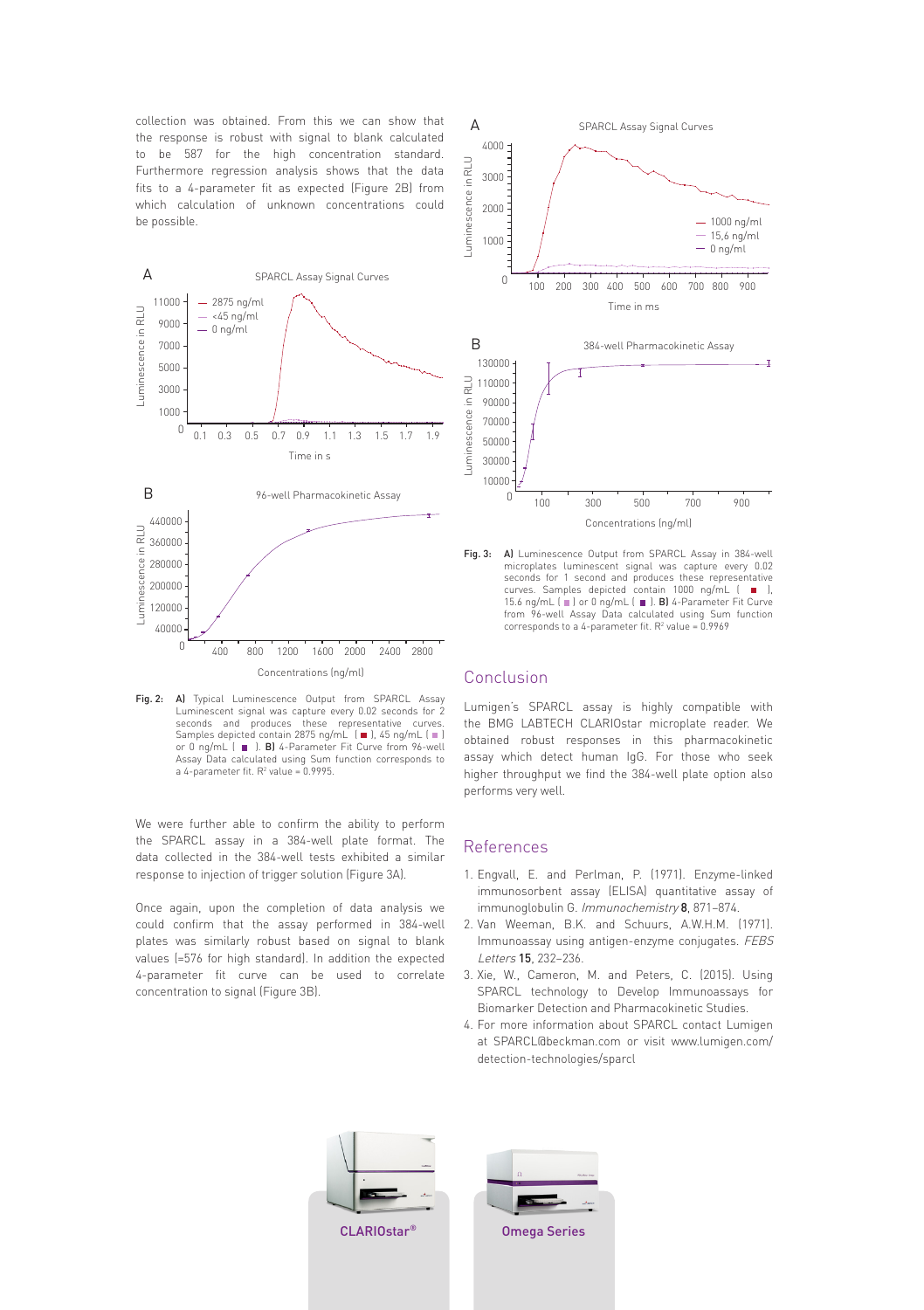collection was obtained. From this we can show that the response is robust with signal to blank calculated to be 587 for the high concentration standard. Furthermore regression analysis shows that the data fits to a 4-parameter fit as expected (Figure 2B) from which calculation of unknown concentrations could be possible.

A

SPARCL Assay Signal Curves

Luminescence in RLU

11000
9000
7000
5000
3000
1000
0

— 2875 ng/ml
— <45 ng/ml
— 0 ng/ml

0.1 0.3 0.5 0.7 0.9 1.1 1.3 1.5 1.7 1.9

Time in s

B

96-well Pharmacokinetic Assay

Luminescence in RLU

440000
360000
280000
200000
120000
40000
0

400 800 1200 1600 2000 2400 2800

Concentrations (ng/ml)

**Fig. 2:** **A)** Typical Luminescence Output from SPARCL Assay Luminescent signal was capture every 0.02 seconds for 2 seconds and produces these representative curves. Samples depicted contain 2875 ng/mL ( ■ ), 45 ng/mL ( ■ ) or 0 ng/mL ( ■ ). **B)** 4-Parameter Fit Curve from 96-well Assay Data calculated using Sum function corresponds to a 4-parameter fit. $R^2$ value = 0.9995.

We were further able to confirm the ability to perform the SPARCL assay in a 384-well plate format. The data collected in the 384-well tests exhibited a similar response to injection of trigger solution (Figure 3A).

Once again, upon the completion of data analysis we could confirm that the assay performed in 384-well plates was similarly robust based on signal to blank values (=576 for high standard). In addition the expected 4-parameter fit curve can be used to correlate concentration to signal (Figure 3B).

A

SPARCL Assay Signal Curves

Luminescence in RLU

4000
3000
2000
1000
0

— 1000 ng/ml
— 15,6 ng/ml
— 0 ng/ml

100 200 300 400 500 600 700 800 900

Time in ms

B

384-well Pharmacokinetic Assay

Luminescence in RLU

130000
110000
90000
70000
50000
30000
10000
0

100 300 500 700 900

Concentrations (ng/ml)

**Fig. 3:** **A)** Luminescence Output from SPARCL Assay in 384-well microplates luminescent signal was capture every 0.02 seconds for 1 second and produces these representative curves. Samples depicted contain 1000 ng/mL ( ■ ), 15.6 ng/mL ( ■ ) or 0 ng/mL ( ■ ). **B)** 4-Parameter Fit Curve from 96-well Assay Data calculated using Sum function corresponds to a 4-parameter fit. $R^2$ value = 0.9969

## Conclusion

Lumigen's SPARCL assay is highly compatible with the BMG LABTECH CLARIOstar microplate reader. We obtained robust responses in this pharmacokinetic assay which detect human IgG. For those who seek higher throughput we find the 384-well plate option also performs very well.

## References

1. Engvall, E. and Perlman, P. (1971). Enzyme-linked immunosorbent assay (ELISA) quantitative assay of immunoglobulin G. *Immunochemistry* **8**, 871–874.
2. Van Weeman, B.K. and Schuurs, A.W.H.M. (1971). Immunoassay using antigen-enzyme conjugates. *FEBS Letters* **15**, 232–236.
3. Xie, W., Cameron, M. and Peters, C. (2015). Using SPARCL technology to Develop Immunoassays for Biomarker Detection and Pharmacokinetic Studies.
4. For more information about SPARCL contact Lumigen at SPARCL@beckman.com or visit www.lumigen.com/detection-technologies/sparcl

CLARIOstar®

Omega Series